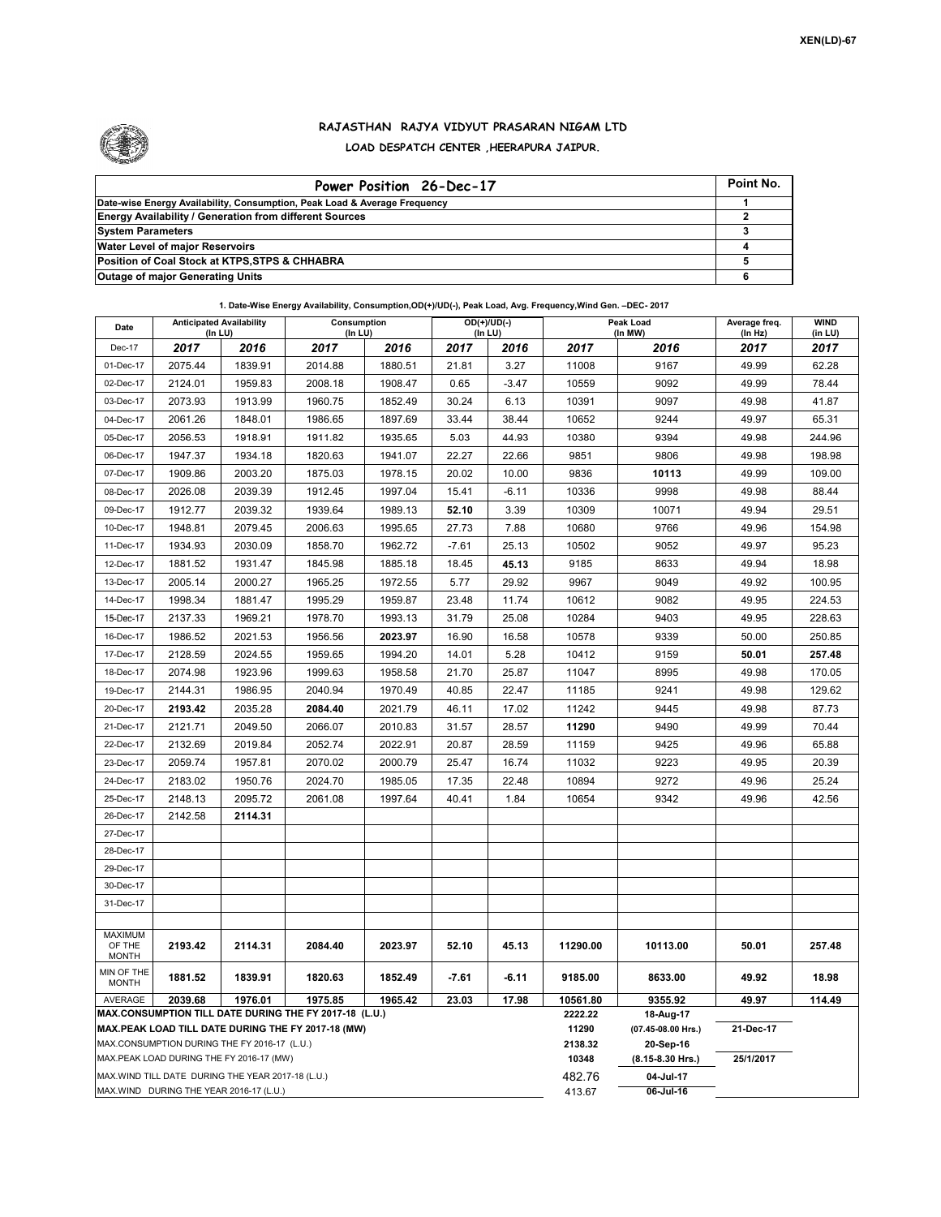XEN(LD)-67

# RAJASTHAN RAJYA VIDYUT PRASARAN NIGAM LTD

## LOAD DESPATCH CENTER ,HEERAPURA JAIPUR.

| Power Position 26-Dec-17 | Point No. |
|---|---|
| Date-wise Energy Availability, Consumption, Peak Load & Average Frequency | 1 |
| Energy Availability / Generation from different Sources | 2 |
| System Parameters | 3 |
| Water Level of major Reservoirs | 4 |
| Position of Coal Stock at KTPS,STPS & CHHABRA | 5 |
| Outage of major Generating Units | 6 |

**1. Date-Wise Energy Availability, Consumption,OD(+)/UD(-), Peak Load, Avg. Frequency,Wind Gen. –DEC- 2017**

| Date | Anticipated Availability (In LU) | | Consumption (In LU) | | OD(+)/UD(-) (In LU) | | Peak Load (In MW) | | Average freq. (In Hz) | WIND (in LU) |
|---|---|---|---|---|---|---|---|---|---|---|
| Dec-17 | 2017 | 2016 | 2017 | 2016 | 2017 | 2016 | 2017 | 2016 | 2017 | 2017 |
| 01-Dec-17 | 2075.44 | 1839.91 | 2014.88 | 1880.51 | 21.81 | 3.27 | 11008 | 9167 | 49.99 | 62.28 |
| 02-Dec-17 | 2124.01 | 1959.83 | 2008.18 | 1908.47 | 0.65 | -3.47 | 10559 | 9092 | 49.99 | 78.44 |
| 03-Dec-17 | 2073.93 | 1913.99 | 1960.75 | 1852.49 | 30.24 | 6.13 | 10391 | 9097 | 49.98 | 41.87 |
| 04-Dec-17 | 2061.26 | 1848.01 | 1986.65 | 1897.69 | 33.44 | 38.44 | 10652 | 9244 | 49.97 | 65.31 |
| 05-Dec-17 | 2056.53 | 1918.91 | 1911.82 | 1935.65 | 5.03 | 44.93 | 10380 | 9394 | 49.98 | 244.96 |
| 06-Dec-17 | 1947.37 | 1934.18 | 1820.63 | 1941.07 | 22.27 | 22.66 | 9851 | 9806 | 49.98 | 198.98 |
| 07-Dec-17 | 1909.86 | 2003.20 | 1875.03 | 1978.15 | 20.02 | 10.00 | 9836 | **10113** | 49.99 | 109.00 |
| 08-Dec-17 | 2026.08 | 2039.39 | 1912.45 | 1997.04 | 15.41 | -6.11 | 10336 | 9998 | 49.98 | 88.44 |
| 09-Dec-17 | 1912.77 | 2039.32 | 1939.64 | 1989.13 | **52.10** | 3.39 | 10309 | 10071 | 49.94 | 29.51 |
| 10-Dec-17 | 1948.81 | 2079.45 | 2006.63 | 1995.65 | 27.73 | 7.88 | 10680 | 9766 | 49.96 | 154.98 |
| 11-Dec-17 | 1934.93 | 2030.09 | 1858.70 | 1962.72 | -7.61 | 25.13 | 10502 | 9052 | 49.97 | 95.23 |
| 12-Dec-17 | 1881.52 | 1931.47 | 1845.98 | 1885.18 | 18.45 | **45.13** | 9185 | 8633 | 49.94 | 18.98 |
| 13-Dec-17 | 2005.14 | 2000.27 | 1965.25 | 1972.55 | 5.77 | 29.92 | 9967 | 9049 | 49.92 | 100.95 |
| 14-Dec-17 | 1998.34 | 1881.47 | 1995.29 | 1959.87 | 23.48 | 11.74 | 10612 | 9082 | 49.95 | 224.53 |
| 15-Dec-17 | 2137.33 | 1969.21 | 1978.70 | 1993.13 | 31.79 | 25.08 | 10284 | 9403 | 49.95 | 228.63 |
| 16-Dec-17 | 1986.52 | 2021.53 | 1956.56 | **2023.97** | 16.90 | 16.58 | 10578 | 9339 | 50.00 | 250.85 |
| 17-Dec-17 | 2128.59 | 2024.55 | 1959.65 | 1994.20 | 14.01 | 5.28 | 10412 | 9159 | **50.01** | **257.48** |
| 18-Dec-17 | 2074.98 | 1923.96 | 1999.63 | 1958.58 | 21.70 | 25.87 | 11047 | 8995 | 49.98 | 170.05 |
| 19-Dec-17 | 2144.31 | 1986.95 | 2040.94 | 1970.49 | 40.85 | 22.47 | 11185 | 9241 | 49.98 | 129.62 |
| 20-Dec-17 | **2193.42** | 2035.28 | **2084.40** | 2021.79 | 46.11 | 17.02 | 11242 | 9445 | 49.98 | 87.73 |
| 21-Dec-17 | 2121.71 | 2049.50 | 2066.07 | 2010.83 | 31.57 | 28.57 | **11290** | 9490 | 49.99 | 70.44 |
| 22-Dec-17 | 2132.69 | 2019.84 | 2052.74 | 2022.91 | 20.87 | 28.59 | 11159 | 9425 | 49.96 | 65.88 |
| 23-Dec-17 | 2059.74 | 1957.81 | 2070.02 | 2000.79 | 25.47 | 16.74 | 11032 | 9223 | 49.95 | 20.39 |
| 24-Dec-17 | 2183.02 | 1950.76 | 2024.70 | 1985.05 | 17.35 | 22.48 | 10894 | 9272 | 49.96 | 25.24 |
| 25-Dec-17 | 2148.13 | 2095.72 | 2061.08 | 1997.64 | 40.41 | 1.84 | 10654 | 9342 | 49.96 | 42.56 |
| 26-Dec-17 | 2142.58 | **2114.31** | | | | | | | | |
| 27-Dec-17 | | | | | | | | | | |
| 28-Dec-17 | | | | | | | | | | |
| 29-Dec-17 | | | | | | | | | | |
| 30-Dec-17 | | | | | | | | | | |
| 31-Dec-17 | | | | | | | | | | |
| MAXIMUM OF THE MONTH | 2193.42 | 2114.31 | 2084.40 | 2023.97 | 52.10 | 45.13 | 11290.00 | 10113.00 | 50.01 | 257.48 |
| MIN OF THE MONTH | 1881.52 | 1839.91 | 1820.63 | 1852.49 | -7.61 | -6.11 | 9185.00 | 8633.00 | 49.92 | 18.98 |
| AVERAGE | 2039.68 | 1976.01 | 1975.85 | 1965.42 | 23.03 | 17.98 | 10561.80 | 9355.92 | 49.97 | 114.49 |
| MAX.CONSUMPTION TILL DATE DURING THE FY 2017-18 (L.U.) | | | | | | | 2222.22 | 18-Aug-17 | | |
| MAX.PEAK LOAD TILL DATE DURING THE FY 2017-18 (MW) | | | | | | | 11290 | (07.45-08.00 Hrs.) | 21-Dec-17 | |
| MAX.CONSUMPTION DURING THE FY 2016-17 (L.U.) | | | | | | | 2138.32 | 20-Sep-16 | | |
| MAX.PEAK LOAD DURING THE FY 2016-17 (MW) | | | | | | | 10348 | (8.15-8.30 Hrs.) | 25/1/2017 | |
| MAX.WIND TILL DATE DURING THE YEAR 2017-18 (L.U.) | | | | | | | 482.76 | 04-Jul-17 | | |
| MAX.WIND DURING THE YEAR 2016-17 (L.U.) | | | | | | | 413.67 | 06-Jul-16 | | |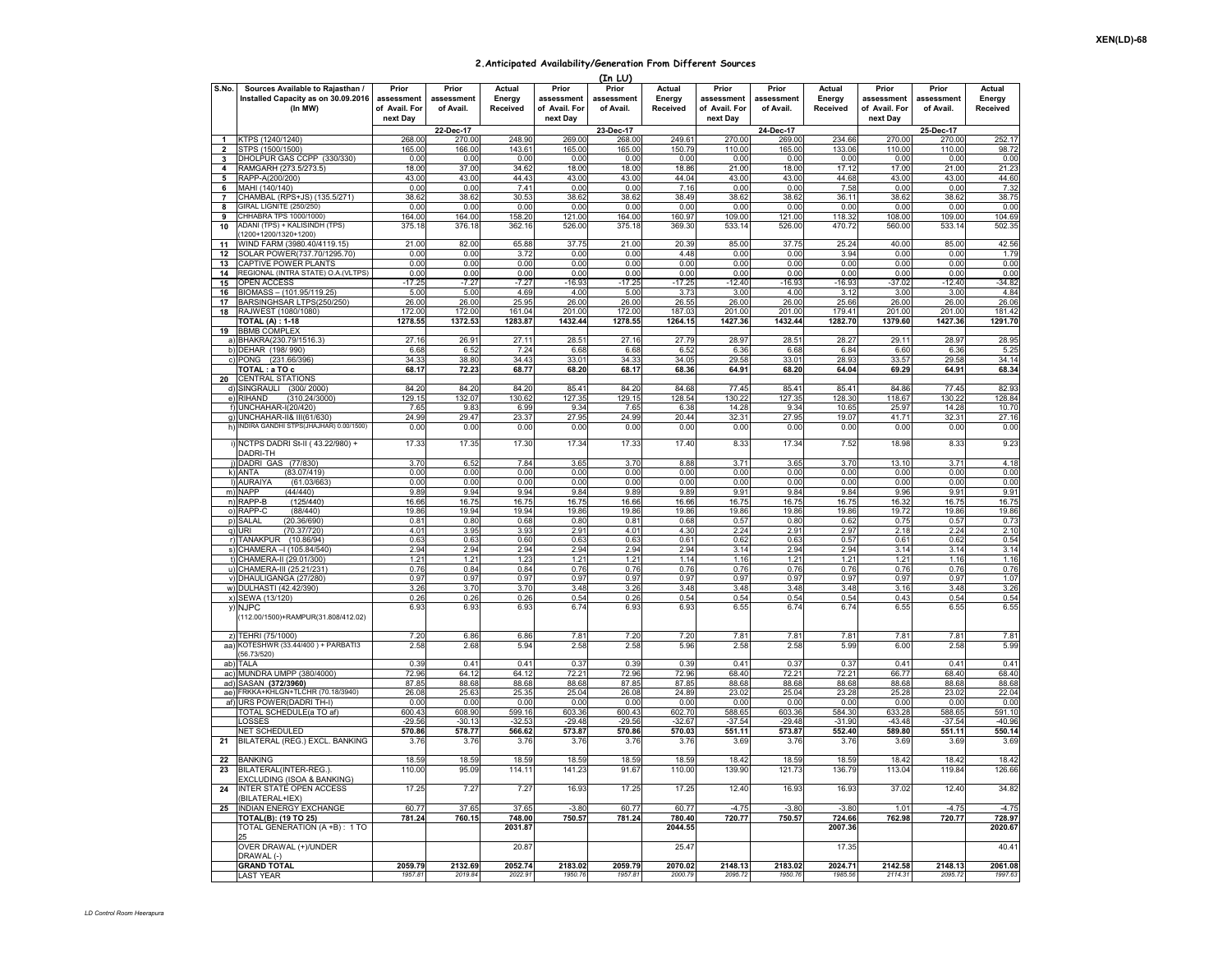XEN(LD)-68

## 2.Anticipated Availability/Generation From Different Sources

(In LU)

| S.No. | Sources Available to Rajasthan / Installed Capacity as on 30.09.2016 (In MW) | Prior assessment of Avail. For next Day | Prior assessment of Avail. | Actual Energy Received | Prior assessment of Avail. For next Day | Prior assessment of Avail. | Actual Energy Received | Prior assessment of Avail. For next Day | Prior assessment of Avail. | Actual Energy Received | Prior assessment of Avail. For next Day | Prior assessment of Avail. | Actual Energy Received |
|---|---|---|---|---|---|---|---|---|---|---|---|---|---|
| | | | 22-Dec-17 | | | 23-Dec-17 | | | 24-Dec-17 | | | 25-Dec-17 | |
| 1 | KTPS (1240/1240) | 268.00 | 270.00 | 248.90 | 269.00 | 268.00 | 249.61 | 270.00 | 269.00 | 234.66 | 270.00 | 270.00 | 252.17 |
| 2 | STPS (1500/1500) | 165.00 | 166.00 | 143.61 | 165.00 | 165.00 | 150.79 | 110.00 | 165.00 | 133.06 | 110.00 | 110.00 | 98.72 |
| 3 | DHOLPUR GAS CCPP (330/330) | 0.00 | 0.00 | 0.00 | 0.00 | 0.00 | 0.00 | 0.00 | 0.00 | 0.00 | 0.00 | 0.00 | 0.00 |
| 4 | RAMGARH (273.5/273.5) | 18.00 | 37.00 | 34.62 | 18.00 | 18.00 | 18.86 | 21.00 | 18.00 | 17.12 | 17.00 | 21.00 | 21.23 |
| 5 | RAPP-A(200/200) | 43.00 | 43.00 | 44.43 | 43.00 | 43.00 | 44.04 | 43.00 | 43.00 | 44.68 | 43.00 | 43.00 | 44.60 |
| 6 | MAHI (140/140) | 0.00 | 0.00 | 7.41 | 0.00 | 0.00 | 7.16 | 0.00 | 0.00 | 7.58 | 0.00 | 0.00 | 7.32 |
| 7 | CHAMBAL (RPS+JS) (135.5/271) | 38.62 | 38.62 | 30.53 | 38.62 | 38.62 | 38.49 | 38.62 | 38.62 | 36.11 | 38.62 | 38.62 | 38.75 |
| 8 | GIRAL LIGNITE (250/250) | 0.00 | 0.00 | 0.00 | 0.00 | 0.00 | 0.00 | 0.00 | 0.00 | 0.00 | 0.00 | 0.00 | 0.00 |
| 9 | CHHABRA TPS 1000/1000) | 164.00 | 164.00 | 158.20 | 121.00 | 164.00 | 160.97 | 109.00 | 121.00 | 118.32 | 108.00 | 109.00 | 104.69 |
| 10 | ADANI (TPS) + KALISINDH (TPS) (1200+1200/1320+1200) | 375.18 | 376.18 | 362.16 | 526.00 | 375.18 | 369.30 | 533.14 | 526.00 | 470.72 | 560.00 | 533.14 | 502.35 |
| 11 | WIND FARM (3980.40/4119.15) | 21.00 | 82.00 | 65.88 | 37.75 | 21.00 | 20.39 | 85.00 | 37.75 | 25.24 | 40.00 | 85.00 | 42.56 |
| 12 | SOLAR POWER(737.70/1295.70) | 0.00 | 0.00 | 3.72 | 0.00 | 0.00 | 4.48 | 0.00 | 0.00 | 3.94 | 0.00 | 0.00 | 1.79 |
| 13 | CAPTIVE POWER PLANTS | 0.00 | 0.00 | 0.00 | 0.00 | 0.00 | 0.00 | 0.00 | 0.00 | 0.00 | 0.00 | 0.00 | 0.00 |
| 14 | REGIONAL (INTRA STATE) O.A.(VLTPS) | 0.00 | 0.00 | 0.00 | 0.00 | 0.00 | 0.00 | 0.00 | 0.00 | 0.00 | 0.00 | 0.00 | 0.00 |
| 15 | OPEN ACCESS | -17.25 | -7.27 | -7.27 | -16.93 | -17.25 | -17.25 | -12.40 | -16.93 | -16.93 | -37.02 | -12.40 | -34.82 |
| 16 | BIOMASS – (101.95/119.25) | 5.00 | 5.00 | 4.69 | 4.00 | 5.00 | 3.73 | 3.00 | 4.00 | 3.12 | 3.00 | 3.00 | 4.84 |
| 17 | BARSINGHSAR LTPS(250/250) | 26.00 | 26.00 | 25.95 | 26.00 | 26.00 | 26.55 | 26.00 | 26.00 | 25.66 | 26.00 | 26.00 | 26.06 |
| 18 | RAJWEST (1080/1080) | 172.00 | 172.00 | 161.04 | 201.00 | 172.00 | 187.03 | 201.00 | 201.00 | 179.41 | 201.00 | 201.00 | 181.42 |
| | **TOTAL (A) : 1-18** | **1278.55** | **1372.53** | **1283.87** | **1432.44** | **1278.55** | **1264.15** | **1427.36** | **1432.44** | **1282.70** | **1379.60** | **1427.36** | **1291.70** |
| 19 | BBMB COMPLEX | | | | | | | | | | | | |
| a) | BHAKRA(230.79/1516.3) | 27.16 | 26.91 | 27.11 | 28.51 | 27.16 | 27.79 | 28.97 | 28.51 | 28.27 | 29.11 | 28.97 | 28.95 |
| b) | DEHAR (198/ 990) | 6.68 | 6.52 | 7.24 | 6.68 | 6.68 | 6.52 | 6.36 | 6.68 | 6.84 | 6.60 | 6.36 | 5.25 |
| c) | PONG (231.66/396) | 34.33 | 38.80 | 34.43 | 33.01 | 34.33 | 34.05 | 29.58 | 33.01 | 28.93 | 33.57 | 29.58 | 34.14 |
| | **TOTAL : a TO c** | **68.17** | **72.23** | **68.77** | **68.20** | **68.17** | **68.36** | **64.91** | **68.20** | **64.04** | **69.29** | **64.91** | **68.34** |
| 20 | CENTRAL STATIONS | | | | | | | | | | | | |
| d) | SINGRAULI (300/ 2000) | 84.20 | 84.20 | 84.20 | 85.41 | 84.20 | 84.68 | 77.45 | 85.41 | 85.41 | 84.86 | 77.45 | 82.93 |
| e) | RIHAND (310.24/3000) | 129.15 | 132.07 | 130.62 | 127.35 | 129.15 | 128.54 | 130.22 | 127.35 | 128.30 | 118.67 | 130.22 | 128.84 |
| f) | UNCHAHAR-I(20/420) | 7.65 | 9.83 | 6.99 | 9.34 | 7.65 | 6.38 | 14.28 | 9.34 | 10.65 | 25.97 | 14.28 | 10.70 |
| g) | UNCHAHAR-II& III(61/630) | 24.99 | 29.47 | 23.37 | 27.95 | 24.99 | 20.44 | 32.31 | 27.95 | 19.07 | 41.71 | 32.31 | 27.16 |
| h) | INDIRA GANDHI STPS(JHAJHAR) 0.00/1500) | 0.00 | 0.00 | 0.00 | 0.00 | 0.00 | 0.00 | 0.00 | 0.00 | 0.00 | 0.00 | 0.00 | 0.00 |
| i) | NCTPS DADRI St-II ( 43.22/980) + DADRI-TH | 17.33 | 17.35 | 17.30 | 17.34 | 17.33 | 17.40 | 8.33 | 17.34 | 7.52 | 18.98 | 8.33 | 9.23 |
| j) | DADRI GAS (77/830) | 3.70 | 6.52 | 7.84 | 3.65 | 3.70 | 8.88 | 3.71 | 3.65 | 3.70 | 13.10 | 3.71 | 4.18 |
| k) | ANTA (83.07/419) | 0.00 | 0.00 | 0.00 | 0.00 | 0.00 | 0.00 | 0.00 | 0.00 | 0.00 | 0.00 | 0.00 | 0.00 |
| l) | AURAIYA (61.03/663) | 0.00 | 0.00 | 0.00 | 0.00 | 0.00 | 0.00 | 0.00 | 0.00 | 0.00 | 0.00 | 0.00 | 0.00 |
| m) | NAPP (44/440) | 9.89 | 9.94 | 9.94 | 9.84 | 9.89 | 9.89 | 9.91 | 9.84 | 9.84 | 9.96 | 9.91 | 9.91 |
| n) | RAPP-B (125/440) | 16.66 | 16.75 | 16.75 | 16.75 | 16.66 | 16.66 | 16.75 | 16.75 | 16.75 | 16.32 | 16.75 | 16.75 |
| o) | RAPP-C (88/440) | 19.86 | 19.94 | 19.94 | 19.86 | 19.86 | 19.86 | 19.86 | 19.86 | 19.86 | 19.72 | 19.86 | 19.86 |
| p) | SALAL (20.36/690) | 0.81 | 0.80 | 0.68 | 0.80 | 0.81 | 0.68 | 0.57 | 0.80 | 0.62 | 0.75 | 0.57 | 0.73 |
| q) | URI (70.37/720) | 4.01 | 3.95 | 3.93 | 2.91 | 4.01 | 4.30 | 2.24 | 2.91 | 2.97 | 2.18 | 2.24 | 2.10 |
| r) | TANAKPUR (10.86/94) | 0.63 | 0.63 | 0.60 | 0.63 | 0.63 | 0.61 | 0.62 | 0.63 | 0.57 | 0.61 | 0.62 | 0.54 |
| s) | CHAMERA –I (105.84/540) | 2.94 | 2.94 | 2.94 | 2.94 | 2.94 | 2.94 | 3.14 | 2.94 | 2.94 | 3.14 | 3.14 | 3.14 |
| t) | CHAMERA-II (29.01/300) | 1.21 | 1.21 | 1.23 | 1.21 | 1.21 | 1.14 | 1.16 | 1.21 | 1.21 | 1.21 | 1.16 | 1.16 |
| u) | CHAMERA-III (25.21/231) | 0.76 | 0.84 | 0.84 | 0.76 | 0.76 | 0.76 | 0.76 | 0.76 | 0.76 | 0.76 | 0.76 | 0.76 |
| v) | DHAULIGANGA (27/280) | 0.97 | 0.97 | 0.97 | 0.97 | 0.97 | 0.97 | 0.97 | 0.97 | 0.97 | 0.97 | 0.97 | 1.07 |
| w) | DULHASTI (42.42/390) | 3.26 | 3.70 | 3.70 | 3.48 | 3.26 | 3.48 | 3.48 | 3.48 | 3.48 | 3.16 | 3.48 | 3.26 |
| x) | SEWA (13/120) | 0.26 | 0.26 | 0.26 | 0.54 | 0.26 | 0.54 | 0.54 | 0.54 | 0.54 | 0.43 | 0.54 | 0.54 |
| y) | NJPC (112.00/1500)+RAMPUR(31.808/412.02) | 6.93 | 6.93 | 6.93 | 6.74 | 6.93 | 6.93 | 6.55 | 6.74 | 6.74 | 6.55 | 6.55 | 6.55 |
| z) | TEHRI (75/1000) | 7.20 | 6.86 | 6.86 | 7.81 | 7.20 | 7.20 | 7.81 | 7.81 | 7.81 | 7.81 | 7.81 | 7.81 |
| aa) | KOTESHWR (33.44/400 ) + PARBATI3 (56.73/520) | 2.58 | 2.68 | 5.94 | 2.58 | 2.58 | 5.96 | 2.58 | 2.58 | 5.99 | 6.00 | 2.58 | 5.99 |
| ab) | TALA | 0.39 | 0.41 | 0.41 | 0.37 | 0.39 | 0.39 | 0.41 | 0.37 | 0.37 | 0.41 | 0.41 | 0.41 |
| ac) | MUNDRA UMPP (380/4000) | 72.96 | 64.12 | 64.12 | 72.21 | 72.96 | 72.96 | 68.40 | 72.21 | 72.21 | 66.77 | 68.40 | 68.40 |
| ad) | SASAN **(372/3960)** | 87.85 | 88.68 | 88.68 | 88.68 | 87.85 | 87.85 | 88.68 | 88.68 | 88.68 | 88.68 | 88.68 | 88.68 |
| ae) | FRKKA+KHLGN+TLCHR (70.18/3940) | 26.08 | 25.63 | 25.35 | 25.04 | 26.08 | 24.89 | 23.02 | 25.04 | 23.28 | 25.28 | 23.02 | 22.04 |
| af) | URS POWER(DADRI TH-I) | 0.00 | 0.00 | 0.00 | 0.00 | 0.00 | 0.00 | 0.00 | 0.00 | 0.00 | 0.00 | 0.00 | 0.00 |
| | TOTAL SCHEDULE(a TO af) | 600.43 | 608.90 | 599.16 | 603.36 | 600.43 | 602.70 | 588.65 | 603.36 | 584.30 | 633.28 | 588.65 | 591.10 |
| | LOSSES | -29.56 | -30.13 | -32.53 | -29.48 | -29.56 | -32.67 | -37.54 | -29.48 | -31.90 | -43.48 | -37.54 | -40.96 |
| | NET SCHEDULED | 570.86 | 578.77 | 566.62 | 573.87 | 570.86 | 570.03 | 551.11 | 573.87 | 552.40 | 589.80 | 551.11 | 550.14 |
| 21 | BILATERAL (REG.) EXCL. BANKING | 3.76 | 3.76 | 3.76 | 3.76 | 3.76 | 3.76 | 3.69 | 3.76 | 3.76 | 3.69 | 3.69 | 3.69 |
| 22 | BANKING | 18.59 | 18.59 | 18.59 | 18.59 | 18.59 | 18.59 | 18.42 | 18.59 | 18.59 | 18.42 | 18.42 | 18.42 |
| 23 | BILATERAL(INTER-REG.). EXCLUDING (ISOA & BANKING) | 110.00 | 95.09 | 114.11 | 141.23 | 91.67 | 110.00 | 139.90 | 121.73 | 136.79 | 113.04 | 119.84 | 126.66 |
| 24 | INTER STATE OPEN ACCESS (BILATERAL+IEX) | 17.25 | 7.27 | 7.27 | 16.93 | 17.25 | 17.25 | 12.40 | 16.93 | 16.93 | 37.02 | 12.40 | 34.82 |
| 25 | INDIAN ENERGY EXCHANGE | 60.77 | 37.65 | 37.65 | -3.80 | 60.77 | 60.77 | -4.75 | -3.80 | -3.80 | 1.01 | -4.75 | -4.75 |
| | **TOTAL(B): (19 TO 25)** | **781.24** | **760.15** | **748.00** | **750.57** | **781.24** | **780.40** | **720.77** | **750.57** | **724.66** | **762.98** | **720.77** | **728.97** |
| | TOTAL GENERATION (A +B) : 1 TO 25 | | | **2031.87** | | | **2044.55** | | | **2007.36** | | | **2020.67** |
| | OVER DRAWAL (+)/UNDER DRAWAL (-) | | | 20.87 | | | 25.47 | | | 17.35 | | | 40.41 |
| | **GRAND TOTAL** | **2059.79** | **2132.69** | **2052.74** | **2183.02** | **2059.79** | **2070.02** | **2148.13** | **2183.02** | **2024.71** | **2142.58** | **2148.13** | **2061.08** |
| | LAST YEAR | *1957.81* | *2019.84* | *2022.97* | *1950.76* | *1957.81* | *2000.79* | *2095.72* | *1950.76* | *1985.56* | *2114.31* | *2095.72* | *1997.63* |

LD Control Room Heerapura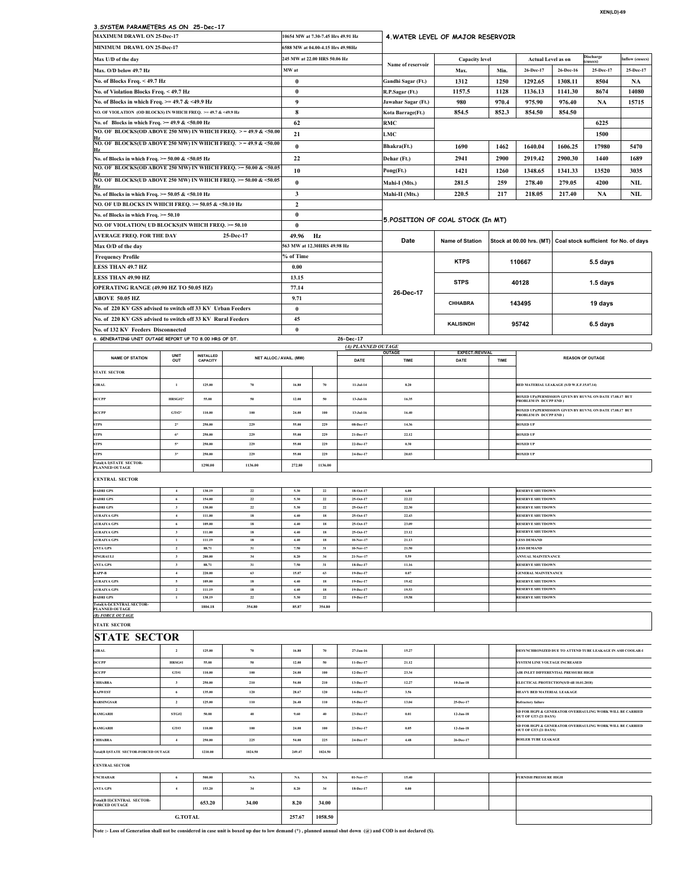XEN(LD)-69

### 3.SYSTEM PARAMETERS AS ON 25-Dec-17

| | |
|---|---|
| MAXIMUM DRAWL ON 25-Dec-17 | 10654 MW at 7.30-7.45 Hrs 49.91 Hz |
| MINIMUM DRAWL ON 25-Dec-17 | 6588 MW at 04.00-4.15 Hrs 49.98Hz |
| Max U/D of the day | 245 MW at 22.00 HRS 50.06 Hz |
| Max. O/D below 49.7 Hz | MW at |
| No. of Blocks Freq. < 49.7 Hz | 0 |
| No. of Violation Blocks Freq. < 49.7 Hz | 0 |
| No. of Blocks in which Freq. >= 49.7 & <49.9 Hz | 9 |
| NO. OF VIOLATION (OD BLOCKS) IN WHICH FREQ. >= 49.7 & <49.9 Hz | 8 |
| No. of Blocks in which Freq. >= 49.9 & <50.00 Hz | 62 |
| NO. OF BLOCKS(OD ABOVE 250 MW) IN WHICH FREQ. > = 49.9 & <50.00 Hz | 21 |
| NO. OF BLOCKS(UD ABOVE 250 MW) IN WHICH FREQ. > = 49.9 & <50.00 Hz | 0 |
| No. of Blocks in which Freq. >= 50.00 & <50.05 Hz | 22 |
| NO. OF BLOCKS(OD ABOVE 250 MW) IN WHICH FREQ. >= 50.00 & <50.05 Hz | 10 |
| NO. OF BLOCKS(UD ABOVE 250 MW) IN WHICH FREQ. >= 50.00 & <50.05 Hz | 0 |
| No. of Blocks in which Freq. >= 50.05 & <50.10 Hz | 3 |
| NO. OF UD BLOCKS IN WHICH FREQ. >= 50.05 & <50.10 Hz | 2 |
| No. of Blocks in which Freq. >= 50.10 | 0 |
| NO. OF VIOLATION( UD BLOCKS)IN WHICH FREQ. >= 50.10 | 0 |
| AVERAGE FREQ. FOR THE DAY 25-Dec-17 | 49.96 Hz |
| Max O/D of the day | 563 MW at 12.30HRS 49.98 Hz |
| Frequency Profile | % of Time |
| LESS THAN 49.7 HZ | 0.00 |
| LESS THAN 49.90 HZ | 13.15 |
| OPERATING RANGE (49.90 HZ TO 50.05 HZ) | 77.14 |
| ABOVE 50.05 HZ | 9.71 |
| No. of 220 KV GSS advised to switch off 33 KV Urban Feeders | 0 |
| No. of 220 KV GSS advised to switch off 33 KV Rural Feeders | 45 |
| No. of 132 KV Feeders Disconnected | 0 |

### 4.WATER LEVEL OF MAJOR RESERVOIR

| Name of reservoir | Capacity level | | Actual Level as on | | Discharge (cusecs) | Inflow (cusecs) |
|---|---|---|---|---|---|---|
| | Max. | Min. | 26-Dec-17 | 26-Dec-16 | 25-Dec-17 | 25-Dec-17 |
| Gandhi Sagar (Ft.) | 1312 | 1250 | 1292.65 | 1308.11 | 8504 | NA |
| R.P.Sagar (Ft.) | 1157.5 | 1128 | 1136.13 | 1141.30 | 8674 | 14080 |
| Jawahar Sagar (Ft.) | 980 | 970.4 | 975.90 | 976.40 | NA | 15715 |
| Kota Barrage(Ft.) | 854.5 | 852.3 | 854.50 | 854.50 | | |
| RMC | | | | | 6225 | |
| LMC | | | | | 1500 | |
| Bhakra(Ft.) | 1690 | 1462 | 1640.04 | 1606.25 | 17980 | 5470 |
| Dehar (Ft.) | 2941 | 2900 | 2919.42 | 2900.30 | 1440 | 1689 |
| Pong(Ft.) | 1421 | 1260 | 1348.65 | 1341.33 | 13520 | 3035 |
| Mahi-I (Mts.) | 281.5 | 259 | 278.40 | 279.05 | 4200 | NIL |
| Mahi-II (Mts.) | 220.5 | 217 | 218.05 | 217.40 | NA | NIL |

### 5.POSITION OF COAL STOCK (In MT)

| Date | Name of Station | Stock at 00.00 hrs. (MT) | Coal stock sufficient for No. of days |
|---|---|---|---|
| 26-Dec-17 | KTPS | 110667 | 5.5 days |
| | STPS | 40128 | 1.5 days |
| | CHHABRA | 143495 | 19 days |
| | KALISINDH | 95742 | 6.5 days |

### 6. GENERATING UNIT OUTAGE REPORT UP TO 8.00 HRS OF DT. 26-Dec-17

*(A) PLANNED OUTAGE*

| NAME OF STATION | UNIT OUT | INSTALLED CAPACITY | NET ALLOC./ AVAIL. (MW) | | | OUTAGE DATE | OUTAGE TIME | EXPECT./REVIVAL DATE | EXPECT./REVIVAL TIME | REASON OF OUTAGE |
|---|---|---|---|---|---|---|---|---|---|---|
| **STATE SECTOR** | | | | | | | | | | |
| GIRAL | 1 | 125.00 | 70 | 16.80 | 70 | 11-Jul-14 | 8.20 | | | BED MATERIAL LEAKAGE (S/D W.E.F.15.07.14) |
| DCCPP | HRSG#2* | 55.00 | 50 | 12.00 | 50 | 13-Jul-16 | 16.35 | | | BOXED UP(PERMISSION GIVEN BY RUVNL ON DATE 17.08.17 BUT PROBLEM IN DCCPP END ) |
| DCCPP | GT#2* | 110.00 | 100 | 24.00 | 100 | 13-Jul-16 | 16.40 | | | BOXED UP(PERMISSION GIVEN BY RUVNL ON DATE 17.08.17 BUT PROBLEM IN DCCPP END ) |
| STPS | 2* | 250.00 | 229 | 55.00 | 229 | 08-Dec-17 | 14.36 | | | BOXED UP |
| STPS | 6* | 250.00 | 229 | 55.00 | 229 | 21-Dec-17 | 22.12 | | | BOXED UP |
| STPS | 5* | 250.00 | 229 | 55.00 | 229 | 22-Dec-17 | 0.30 | | | BOXED UP |
| STPS | 3* | 250.00 | 229 | 55.00 | 229 | 24-Dec-17 | 20.03 | | | BOXED UP |
| Total(A I)STATE SECTOR-PLANNED OUTAGE | | 1290.00 | 1136.00 | 272.80 | 1136.00 | | | | | |
| **CENTRAL SECTOR** | | | | | | | | | | |
| DADRI GPS | 4 | 130.19 | 22 | 5.30 | 22 | 18-Oct-17 | 6.00 | | | RESERVE SHUTDOWN |
| DADRI GPS | 6 | 154.00 | 22 | 5.30 | 22 | 25-Oct-17 | 22.22 | | | RESERVE SHUTDOWN |
| DADRI GPS | 3 | 130.00 | 22 | 5.30 | 22 | 25-Oct-17 | 22.30 | | | RESERVE SHUTDOWN |
| AURAIYA GPS | 4 | 111.00 | 18 | 4.40 | 18 | 25-Oct-17 | 22.43 | | | RESERVE SHUTDOWN |
| AURAIYA GPS | 6 | 109.00 | 18 | 4.40 | 18 | 25-Oct-17 | 23.09 | | | RESERVE SHUTDOWN |
| AURAIYA GPS | 3 | 111.00 | 18 | 4.40 | 18 | 25-Oct-17 | 23.12 | | | RESERVE SHUTDOWN |
| AURAIYA GPS | 1 | 111.19 | 18 | 4.40 | 18 | 10-Nov-17 | 21.13 | | | LESS DEMAND |
| ANTA GPS | 2 | 88.71 | 31 | 7.50 | 31 | 10-Nov-17 | 21.50 | | | LESS DEMAND |
| SINGRAULI | 3 | 200.00 | 34 | 8.20 | 34 | 21-Nov-17 | 5.59 | | | ANNUAL MAINTENANCE |
| ANTA GPS | 3 | 88.71 | 31 | 7.50 | 31 | 18-Dec-17 | 11.16 | | | RESERVE SHUTDOWN |
| RAPP-B | 4 | 220.00 | 63 | 15.07 | 63 | 19-Dec-17 | 0.07 | | | GENERAL MAINTENANCE |
| AURAIYA GPS | 5 | 109.00 | 18 | 4.40 | 18 | 19-Dec-17 | 19.42 | | | RESERVE SHUTDOWN |
| AURAIYA GPS | 2 | 111.19 | 18 | 4.40 | 18 | 19-Dec-17 | 19.53 | | | RESERVE SHUTDOWN |
| DADRI GPS | 1 | 130.19 | 22 | 5.30 | 22 | 19-Dec-17 | 19.58 | | | RESERVE SHUTDOWN |
| Total(A-I)CENTRAL SECTOR-PLANNED OUTAGE | | 1804.18 | 354.80 | 85.87 | 354.80 | | | | | |

*(B) FORCE OUTAGE*

| NAME OF STATION | UNIT OUT | INSTALLED CAPACITY | NET ALLOC./ AVAIL. (MW) | | | OUTAGE DATE | OUTAGE TIME | EXPECT./REVIVAL DATE | EXPECT./REVIVAL TIME | REASON OF OUTAGE |
|---|---|---|---|---|---|---|---|---|---|---|
| **STATE SECTOR** | | | | | | | | | | |
| GIRAL | 2 | 125.00 | 70 | 16.80 | 70 | 27-Jan-16 | 15.27 | | | DESYNCHRONIZED DUE TO ATTEND TUBE LEAKAGE IN ASH COOLAR-I |
| DCCPP | HRSG#1 | 55.00 | 50 | 12.00 | 50 | 11-Dec-17 | 21.12 | | | SYSTEM LINE VOLTAGE INCREASED |
| DCCPP | GT#1 | 110.00 | 100 | 24.00 | 100 | 12-Dec-17 | 23.34 | | | AIR INLET DIFFERENTIAL PRESSURE HIGH |
| CHHABRA | 3 | 250.00 | 210 | 54.00 | 210 | 13-Dec-17 | 12.27 | 10-Jan-18 | | ELECTICAL PROTECTION(S/D till 10.01.2018) |
| RAJWEST | 6 | 135.00 | 120 | 28.67 | 120 | 14-Dec-17 | 3.56 | | | HEAVY BED MATERIAL LEAKAGE |
| BARSINGSAR | 2 | 125.00 | 110 | 26.40 | 110 | 15-Dec-17 | 13.04 | 25-Dec-17 | | Refractory failure |
| RAMGARH | STG#2 | 50.00 | 40 | 9.60 | 40 | 23-Dec-17 | 0.01 | 12-Jan-18 | | SD FOR HGPI & GENERATOR OVERHAULING WORK WILL BE CARRIED OUT OF GT3 (21 DAYS) |
| RAMGARH | GT#3 | 110.00 | 100 | 24.00 | 100 | 23-Dec-17 | 0.05 | 12-Jan-18 | | SD FOR HGPI & GENERATOR OVERHAULING WORK WILL BE CARRIED OUT OF GT3 (21 DAYS) |
| CHHABRA | 4 | 250.00 | 225 | 54.00 | 225 | 24-Dec-17 | 4.48 | 26-Dec-17 | | BOILER TUBE LEAKAGE |
| Total(B I)STATE SECTOR-FORCED OUTAGE | | 1210.00 | 1024.50 | 249.47 | 1024.50 | | | | | |
| **CENTRAL SECTOR** | | | | | | | | | | |
| UNCHAHAR | 6 | 500.00 | NA | NA | NA | 01-Nov-17 | 15.40 | | | FURNISH PRESSURE HIGH |
| ANTA GPS | 4 | 153.20 | 34 | 8.20 | 34 | 18-Dec-17 | 0.00 | | | |
| Total(B II)CENTRAL SECTOR-FORCED OUTAGE | | 653.20 | 34.00 | 8.20 | 34.00 | | | | | |
| G.TOTAL | | | | 257.67 | 1058.50 | | | | | |

Note :- Loss of Generation shall not be considered in case unit is boxed up due to low demand (*) , planned annual shut down (@) and COD is not declared ($).